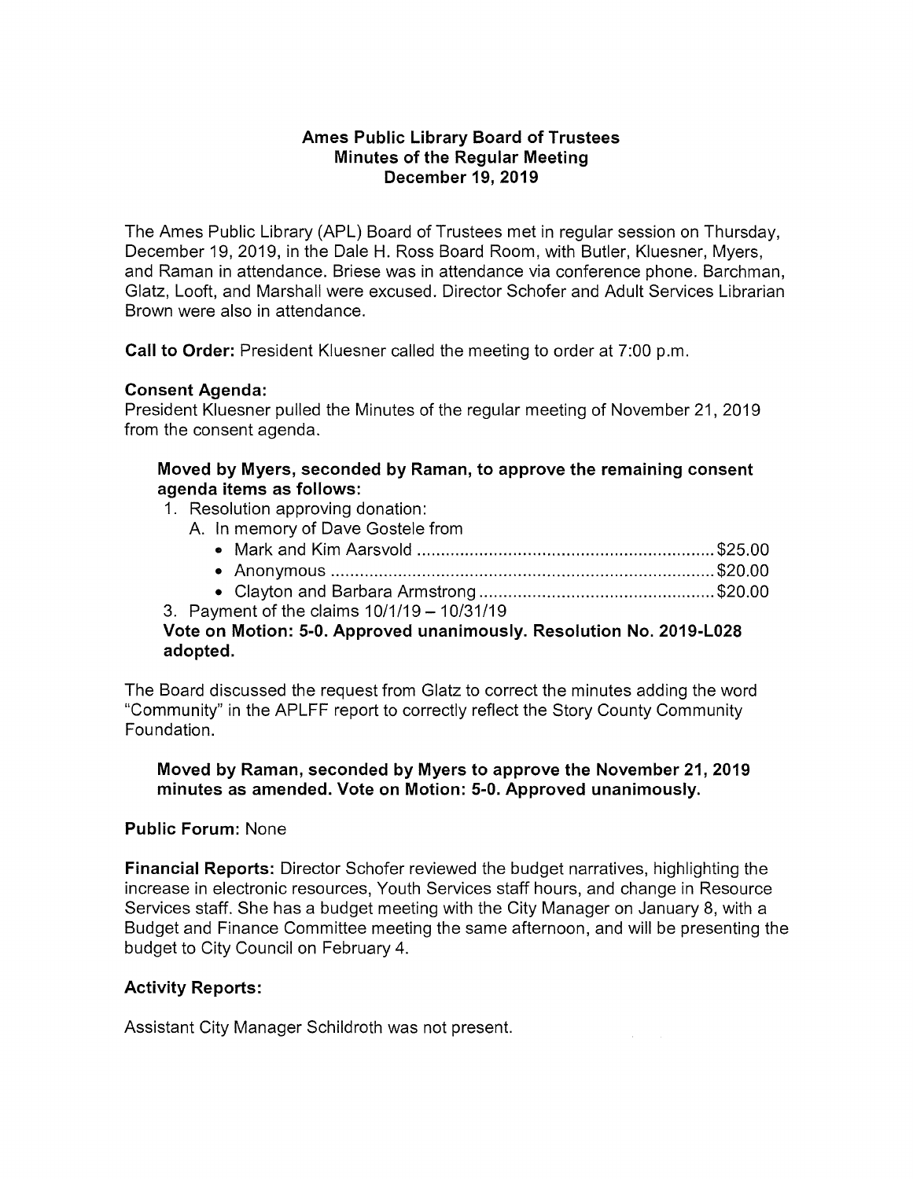# Ames Public Library Board of Trustees
## Minutes of the Regular Meeting
### December 19, 2019

The Ames Public Library (APL) Board of Trustees met in regular session on Thursday, December 19, 2019, in the Dale H. Ross Board Room, with Butler, Kluesner, Myers, and Raman in attendance. Briese was in attendance via conference phone. Barchman, Glatz, Looft, and Marshall were excused. Director Schofer and Adult Services Librarian Brown were also in attendance.

**Call to Order:** President Kluesner called the meeting to order at 7:00 p.m.

**Consent Agenda:**
President Kluesner pulled the Minutes of the regular meeting of November 21, 2019 from the consent agenda.

**Moved by Myers, seconded by Raman, to approve the remaining consent agenda items as follows:**

1. Resolution approving donation:
   A. In memory of Dave Gostele from
      - Mark and Kim Aarsvold .............................................................$25.00
      - Anonymous ...............................................................................$20.00
      - Clayton and Barbara Armstrong ................................................$20.00
3. Payment of the claims 10/1/19 – 10/31/19

**Vote on Motion: 5-0. Approved unanimously. Resolution No. 2019-L028 adopted.**

The Board discussed the request from Glatz to correct the minutes adding the word "Community" in the APLFF report to correctly reflect the Story County Community Foundation.

**Moved by Raman, seconded by Myers to approve the November 21, 2019 minutes as amended. Vote on Motion: 5-0. Approved unanimously.**

**Public Forum:** None

**Financial Reports:** Director Schofer reviewed the budget narratives, highlighting the increase in electronic resources, Youth Services staff hours, and change in Resource Services staff. She has a budget meeting with the City Manager on January 8, with a Budget and Finance Committee meeting the same afternoon, and will be presenting the budget to City Council on February 4.

**Activity Reports:**

Assistant City Manager Schildroth was not present.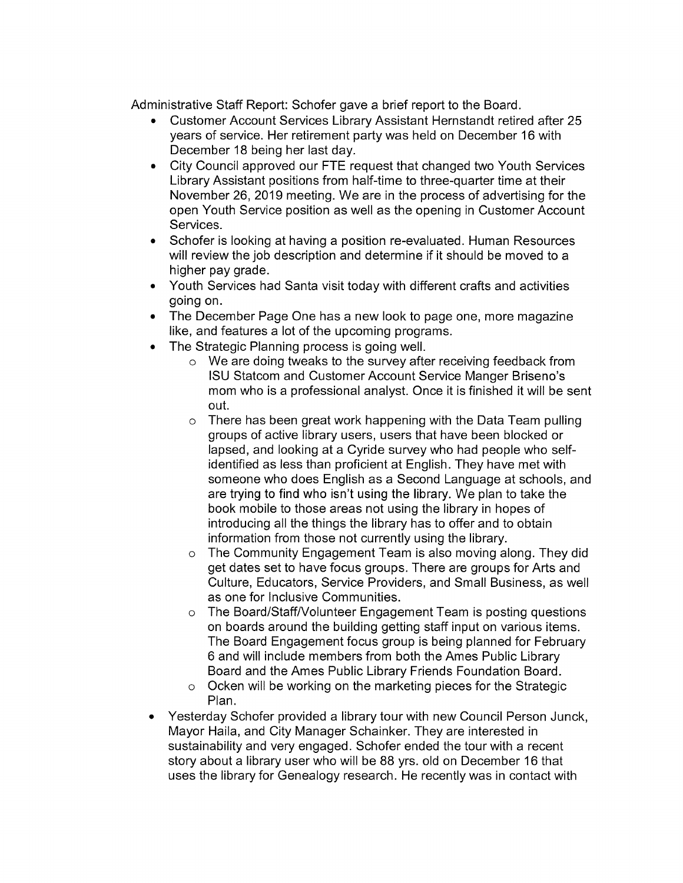Administrative Staff Report: Schofer gave a brief report to the Board.

- Customer Account Services Library Assistant Hernstandt retired after 25 years of service. Her retirement party was held on December 16 with December 18 being her last day.
- City Council approved our FTE request that changed two Youth Services Library Assistant positions from half-time to three-quarter time at their November 26, 2019 meeting. We are in the process of advertising for the open Youth Service position as well as the opening in Customer Account Services.
- Schofer is looking at having a position re-evaluated. Human Resources will review the job description and determine if it should be moved to a higher pay grade.
- Youth Services had Santa visit today with different crafts and activities going on.
- The December Page One has a new look to page one, more magazine like, and features a lot of the upcoming programs.
- The Strategic Planning process is going well.
  - We are doing tweaks to the survey after receiving feedback from ISU Statcom and Customer Account Service Manger Briseno's mom who is a professional analyst. Once it is finished it will be sent out.
  - There has been great work happening with the Data Team pulling groups of active library users, users that have been blocked or lapsed, and looking at a Cyride survey who had people who self-identified as less than proficient at English. They have met with someone who does English as a Second Language at schools, and are trying to find who isn't using the library. We plan to take the book mobile to those areas not using the library in hopes of introducing all the things the library has to offer and to obtain information from those not currently using the library.
  - The Community Engagement Team is also moving along. They did get dates set to have focus groups. There are groups for Arts and Culture, Educators, Service Providers, and Small Business, as well as one for Inclusive Communities.
  - The Board/Staff/Volunteer Engagement Team is posting questions on boards around the building getting staff input on various items. The Board Engagement focus group is being planned for February 6 and will include members from both the Ames Public Library Board and the Ames Public Library Friends Foundation Board.
  - Ocken will be working on the marketing pieces for the Strategic Plan.
- Yesterday Schofer provided a library tour with new Council Person Junck, Mayor Haila, and City Manager Schainker. They are interested in sustainability and very engaged. Schofer ended the tour with a recent story about a library user who will be 88 yrs. old on December 16 that uses the library for Genealogy research. He recently was in contact with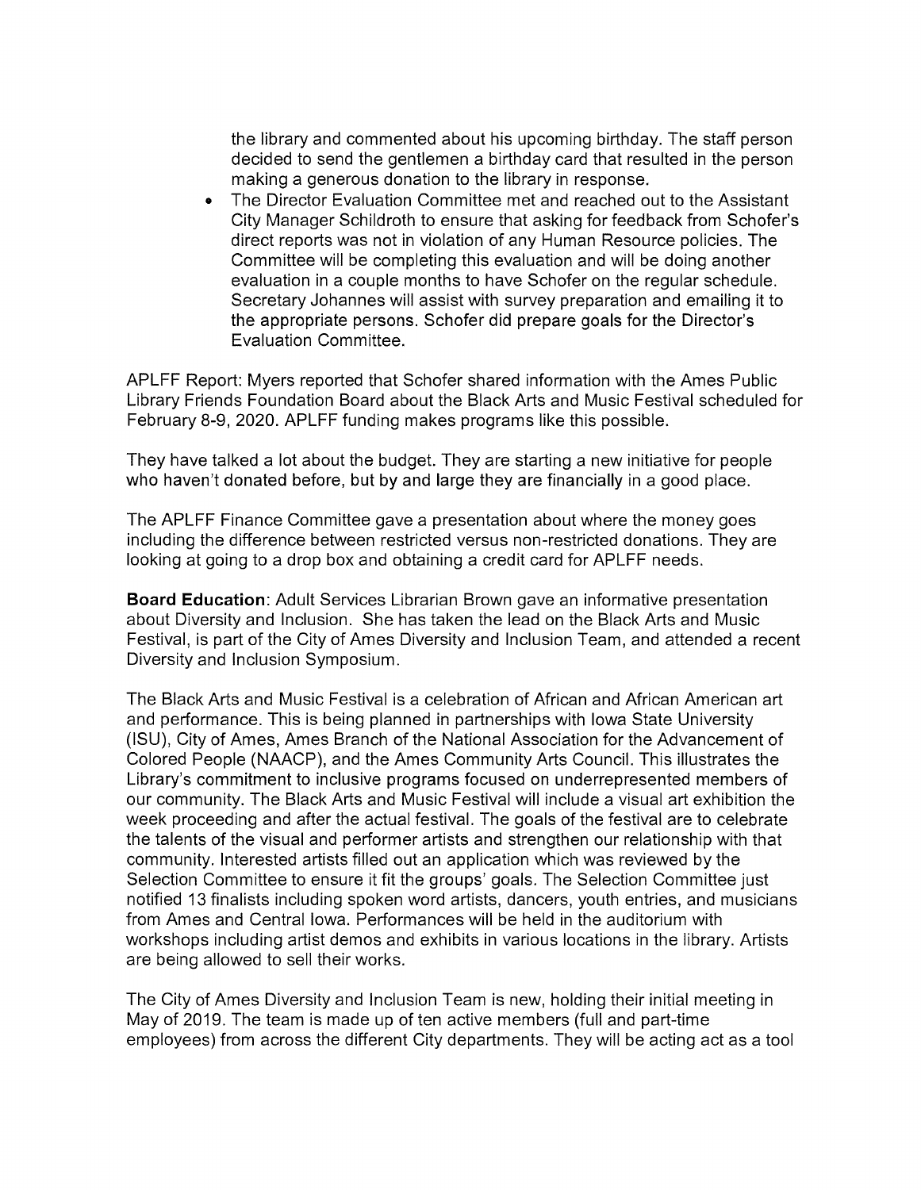the library and commented about his upcoming birthday. The staff person decided to send the gentlemen a birthday card that resulted in the person making a generous donation to the library in response.

- The Director Evaluation Committee met and reached out to the Assistant City Manager Schildroth to ensure that asking for feedback from Schofer's direct reports was not in violation of any Human Resource policies. The Committee will be completing this evaluation and will be doing another evaluation in a couple months to have Schofer on the regular schedule. Secretary Johannes will assist with survey preparation and emailing it to the appropriate persons. Schofer did prepare goals for the Director's Evaluation Committee.

APLFF Report: Myers reported that Schofer shared information with the Ames Public Library Friends Foundation Board about the Black Arts and Music Festival scheduled for February 8-9, 2020. APLFF funding makes programs like this possible.

They have talked a lot about the budget. They are starting a new initiative for people who haven't donated before, but by and large they are financially in a good place.

The APLFF Finance Committee gave a presentation about where the money goes including the difference between restricted versus non-restricted donations. They are looking at going to a drop box and obtaining a credit card for APLFF needs.

**Board Education**: Adult Services Librarian Brown gave an informative presentation about Diversity and Inclusion. She has taken the lead on the Black Arts and Music Festival, is part of the City of Ames Diversity and Inclusion Team, and attended a recent Diversity and Inclusion Symposium.

The Black Arts and Music Festival is a celebration of African and African American art and performance. This is being planned in partnerships with Iowa State University (ISU), City of Ames, Ames Branch of the National Association for the Advancement of Colored People (NAACP), and the Ames Community Arts Council. This illustrates the Library's commitment to inclusive programs focused on underrepresented members of our community. The Black Arts and Music Festival will include a visual art exhibition the week proceeding and after the actual festival. The goals of the festival are to celebrate the talents of the visual and performer artists and strengthen our relationship with that community. Interested artists filled out an application which was reviewed by the Selection Committee to ensure it fit the groups' goals. The Selection Committee just notified 13 finalists including spoken word artists, dancers, youth entries, and musicians from Ames and Central Iowa. Performances will be held in the auditorium with workshops including artist demos and exhibits in various locations in the library. Artists are being allowed to sell their works.

The City of Ames Diversity and Inclusion Team is new, holding their initial meeting in May of 2019. The team is made up of ten active members (full and part-time employees) from across the different City departments. They will be acting act as a tool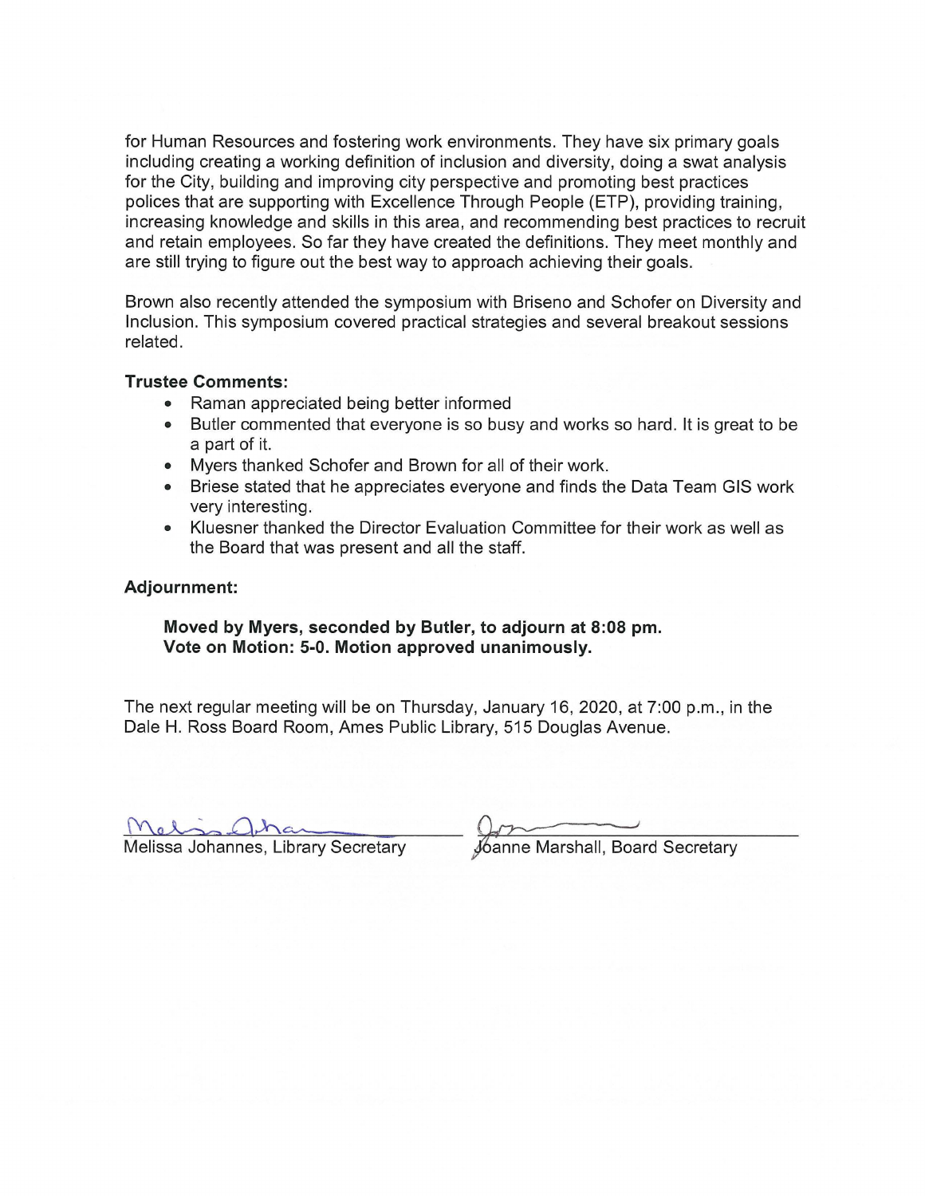for Human Resources and fostering work environments. They have six primary goals including creating a working definition of inclusion and diversity, doing a swat analysis for the City, building and improving city perspective and promoting best practices polices that are supporting with Excellence Through People (ETP), providing training, increasing knowledge and skills in this area, and recommending best practices to recruit and retain employees. So far they have created the definitions. They meet monthly and are still trying to figure out the best way to approach achieving their goals.

Brown also recently attended the symposium with Briseno and Schofer on Diversity and Inclusion. This symposium covered practical strategies and several breakout sessions related.

**Trustee Comments:**

- Raman appreciated being better informed
- Butler commented that everyone is so busy and works so hard. It is great to be a part of it.
- Myers thanked Schofer and Brown for all of their work.
- Briese stated that he appreciates everyone and finds the Data Team GIS work very interesting.
- Kluesner thanked the Director Evaluation Committee for their work as well as the Board that was present and all the staff.

**Adjournment:**

**Moved by Myers, seconded by Butler, to adjourn at 8:08 pm.**
**Vote on Motion: 5-0. Motion approved unanimously.**

The next regular meeting will be on Thursday, January 16, 2020, at 7:00 p.m., in the Dale H. Ross Board Room, Ames Public Library, 515 Douglas Avenue.

Melissa Johannes, Library Secretary

Joanne Marshall, Board Secretary